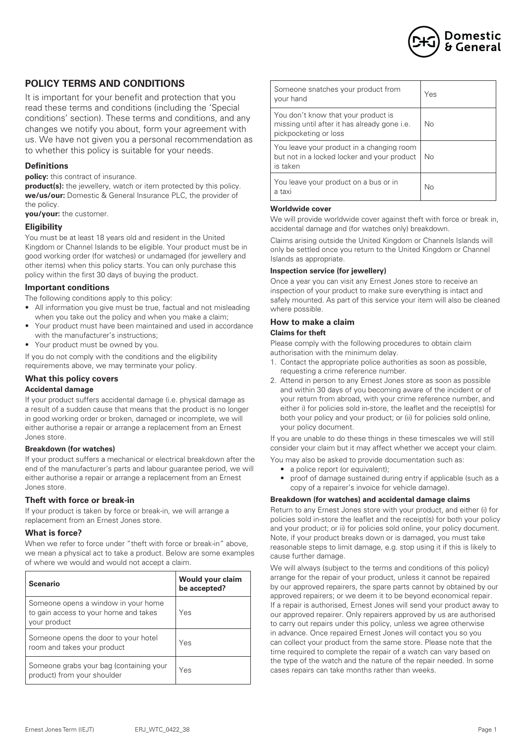# POLICY TERMS AND CONDITIONS

It is important for your benefit and protection that you read these terms and conditions (including the 'Special conditions' section). These terms and conditions, and any changes we notify you about, form your agreement with us. We have not given you a personal recommendation as to whether this policy is suitable for your needs.

## Definitions

**policy:** this contract of insurance.
**product(s):** the jewellery, watch or item protected by this policy.
**we/us/our:** Domestic & General Insurance PLC, the provider of the policy.
**you/your:** the customer.

## Eligibility

You must be at least 18 years old and resident in the United Kingdom or Channel Islands to be eligible. Your product must be in good working order (for watches) or undamaged (for jewellery and other items) when this policy starts. You can only purchase this policy within the first 30 days of buying the product.

## Important conditions

The following conditions apply to this policy:

- All information you give must be true, factual and not misleading when you take out the policy and when you make a claim;
- Your product must have been maintained and used in accordance with the manufacturer's instructions;
- Your product must be owned by you.

If you do not comply with the conditions and the eligibility requirements above, we may terminate your policy.

## What this policy covers

### Accidental damage

If your product suffers accidental damage (i.e. physical damage as a result of a sudden cause that means that the product is no longer in good working order or broken, damaged or incomplete, we will either authorise a repair or arrange a replacement from an Ernest Jones store.

### Breakdown (for watches)

If your product suffers a mechanical or electrical breakdown after the end of the manufacturer's parts and labour guarantee period, we will either authorise a repair or arrange a replacement from an Ernest Jones store.

## Theft with force or break-in

If your product is taken by force or break-in, we will arrange a replacement from an Ernest Jones store.

## What is force?

When we refer to force under "theft with force or break-in" above, we mean a physical act to take a product. Below are some examples of where we would and would not accept a claim.

| Scenario | Would your claim be accepted? |
| --- | --- |
| Someone opens a window in your home to gain access to your home and takes your product | Yes |
| Someone opens the door to your hotel room and takes your product | Yes |
| Someone grabs your bag (containing your product) from your shoulder | Yes |
| Someone snatches your product from your hand | Yes |
| You don't know that your product is missing until after it has already gone i.e. pickpocketing or loss | No |
| You leave your product in a changing room but not in a locked locker and your product is taken | No |
| You leave your product on a bus or in a taxi | No |

### Worldwide cover

We will provide worldwide cover against theft with force or break in, accidental damage and (for watches only) breakdown.

Claims arising outside the United Kingdom or Channels Islands will only be settled once you return to the United Kingdom or Channel Islands as appropriate.

### Inspection service (for jewellery)

Once a year you can visit any Ernest Jones store to receive an inspection of your product to make sure everything is intact and safely mounted. As part of this service your item will also be cleaned where possible.

## How to make a claim

### Claims for theft

Please comply with the following procedures to obtain claim authorisation with the minimum delay.

1. Contact the appropriate police authorities as soon as possible, requesting a crime reference number.
2. Attend in person to any Ernest Jones store as soon as possible and within 30 days of you becoming aware of the incident or of your return from abroad, with your crime reference number, and either i) for policies sold in-store, the leaflet and the receipt(s) for both your policy and your product; or (ii) for policies sold online, your policy document.

If you are unable to do these things in these timescales we will still consider your claim but it may affect whether we accept your claim.

You may also be asked to provide documentation such as:

- a police report (or equivalent);
- proof of damage sustained during entry if applicable (such as a copy of a repairer's invoice for vehicle damage).

### Breakdown (for watches) and accidental damage claims

Return to any Ernest Jones store with your product, and either (i) for policies sold in-store the leaflet and the receipt(s) for both your policy and your product; or ii) for policies sold online, your policy document. Note, if your product breaks down or is damaged, you must take reasonable steps to limit damage, e.g. stop using it if this is likely to cause further damage.

We will always (subject to the terms and conditions of this policy) arrange for the repair of your product, unless it cannot be repaired by our approved repairers, the spare parts cannot by obtained by our approved repairers; or we deem it to be beyond economical repair. If a repair is authorised, Ernest Jones will send your product away to our approved repairer. Only repairers approved by us are authorised to carry out repairs under this policy, unless we agree otherwise in advance. Once repaired Ernest Jones will contact you so you can collect your product from the same store. Please note that the time required to complete the repair of a watch can vary based on the type of the watch and the nature of the repair needed. In some cases repairs can take months rather than weeks.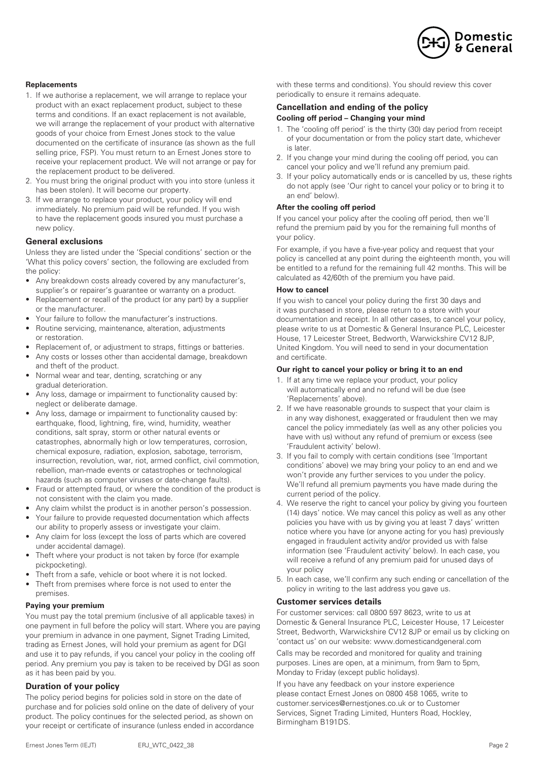### Replacements

1. If we authorise a replacement, we will arrange to replace your product with an exact replacement product, subject to these terms and conditions. If an exact replacement is not available, we will arrange the replacement of your product with alternative goods of your choice from Ernest Jones stock to the value documented on the certificate of insurance (as shown as the full selling price, FSP). You must return to an Ernest Jones store to receive your replacement product. We will not arrange or pay for the replacement product to be delivered.
2. You must bring the original product with you into store (unless it has been stolen). It will become our property.
3. If we arrange to replace your product, your policy will end immediately. No premium paid will be refunded. If you wish to have the replacement goods insured you must purchase a new policy.

## General exclusions

Unless they are listed under the 'Special conditions' section or the 'What this policy covers' section, the following are excluded from the policy:

- Any breakdown costs already covered by any manufacturer's, supplier's or repairer's guarantee or warranty on a product.
- Replacement or recall of the product (or any part) by a supplier or the manufacturer.
- Your failure to follow the manufacturer's instructions.
- Routine servicing, maintenance, alteration, adjustments or restoration.
- Replacement of, or adjustment to straps, fittings or batteries.
- Any costs or losses other than accidental damage, breakdown and theft of the product.
- Normal wear and tear, denting, scratching or any gradual deterioration.
- Any loss, damage or impairment to functionality caused by: neglect or deliberate damage.
- Any loss, damage or impairment to functionality caused by: earthquake, flood, lightning, fire, wind, humidity, weather conditions, salt spray, storm or other natural events or catastrophes, abnormally high or low temperatures, corrosion, chemical exposure, radiation, explosion, sabotage, terrorism, insurrection, revolution, war, riot, armed conflict, civil commotion, rebellion, man-made events or catastrophes or technological hazards (such as computer viruses or date-change faults).
- Fraud or attempted fraud, or where the condition of the product is not consistent with the claim you made.
- Any claim whilst the product is in another person's possession.
- Your failure to provide requested documentation which affects our ability to properly assess or investigate your claim.
- Any claim for loss (except the loss of parts which are covered under accidental damage).
- Theft where your product is not taken by force (for example pickpocketing).
- Theft from a safe, vehicle or boot where it is not locked.
- Theft from premises where force is not used to enter the premises.

### Paying your premium

You must pay the total premium (inclusive of all applicable taxes) in one payment in full before the policy will start. Where you are paying your premium in advance in one payment, Signet Trading Limited, trading as Ernest Jones, will hold your premium as agent for DGI and use it to pay refunds, if you cancel your policy in the cooling off period. Any premium you pay is taken to be received by DGI as soon as it has been paid by you.

## Duration of your policy

The policy period begins for policies sold in store on the date of purchase and for policies sold online on the date of delivery of your product. The policy continues for the selected period, as shown on your receipt or certificate of insurance (unless ended in accordance with these terms and conditions). You should review this cover periodically to ensure it remains adequate.

## Cancellation and ending of the policy

### Cooling off period – Changing your mind

1. The 'cooling off period' is the thirty (30) day period from receipt of your documentation or from the policy start date, whichever is later.
2. If you change your mind during the cooling off period, you can cancel your policy and we'll refund any premium paid.
3. If your policy automatically ends or is cancelled by us, these rights do not apply (see 'Our right to cancel your policy or to bring it to an end' below).

### After the cooling off period

If you cancel your policy after the cooling off period, then we'll refund the premium paid by you for the remaining full months of your policy.

For example, if you have a five-year policy and request that your policy is cancelled at any point during the eighteenth month, you will be entitled to a refund for the remaining full 42 months. This will be calculated as 42/60th of the premium you have paid.

### How to cancel

If you wish to cancel your policy during the first 30 days and it was purchased in store, please return to a store with your documentation and receipt. In all other cases, to cancel your policy, please write to us at Domestic & General Insurance PLC, Leicester House, 17 Leicester Street, Bedworth, Warwickshire CV12 8JP, United Kingdom. You will need to send in your documentation and certificate.

### Our right to cancel your policy or bring it to an end

1. If at any time we replace your product, your policy will automatically end and no refund will be due (see 'Replacements' above).
2. If we have reasonable grounds to suspect that your claim is in any way dishonest, exaggerated or fraudulent then we may cancel the policy immediately (as well as any other policies you have with us) without any refund of premium or excess (see 'Fraudulent activity' below).
3. If you fail to comply with certain conditions (see 'Important conditions' above) we may bring your policy to an end and we won't provide any further services to you under the policy. We'll refund all premium payments you have made during the current period of the policy.
4. We reserve the right to cancel your policy by giving you fourteen (14) days' notice. We may cancel this policy as well as any other policies you have with us by giving you at least 7 days' written notice where you have (or anyone acting for you has) previously engaged in fraudulent activity and/or provided us with false information (see 'Fraudulent activity' below). In each case, you will receive a refund of any premium paid for unused days of your policy
5. In each case, we'll confirm any such ending or cancellation of the policy in writing to the last address you gave us.

## Customer services details

For customer services: call 0800 597 8623, write to us at Domestic & General Insurance PLC, Leicester House, 17 Leicester Street, Bedworth, Warwickshire CV12 8JP or email us by clicking on 'contact us' on our website: www.domesticandgeneral.com

Calls may be recorded and monitored for quality and training purposes. Lines are open, at a minimum, from 9am to 5pm, Monday to Friday (except public holidays).

If you have any feedback on your instore experience please contact Ernest Jones on 0800 458 1065, write to customer.services@ernestjones.co.uk or to Customer Services, Signet Trading Limited, Hunters Road, Hockley, Birmingham B191DS.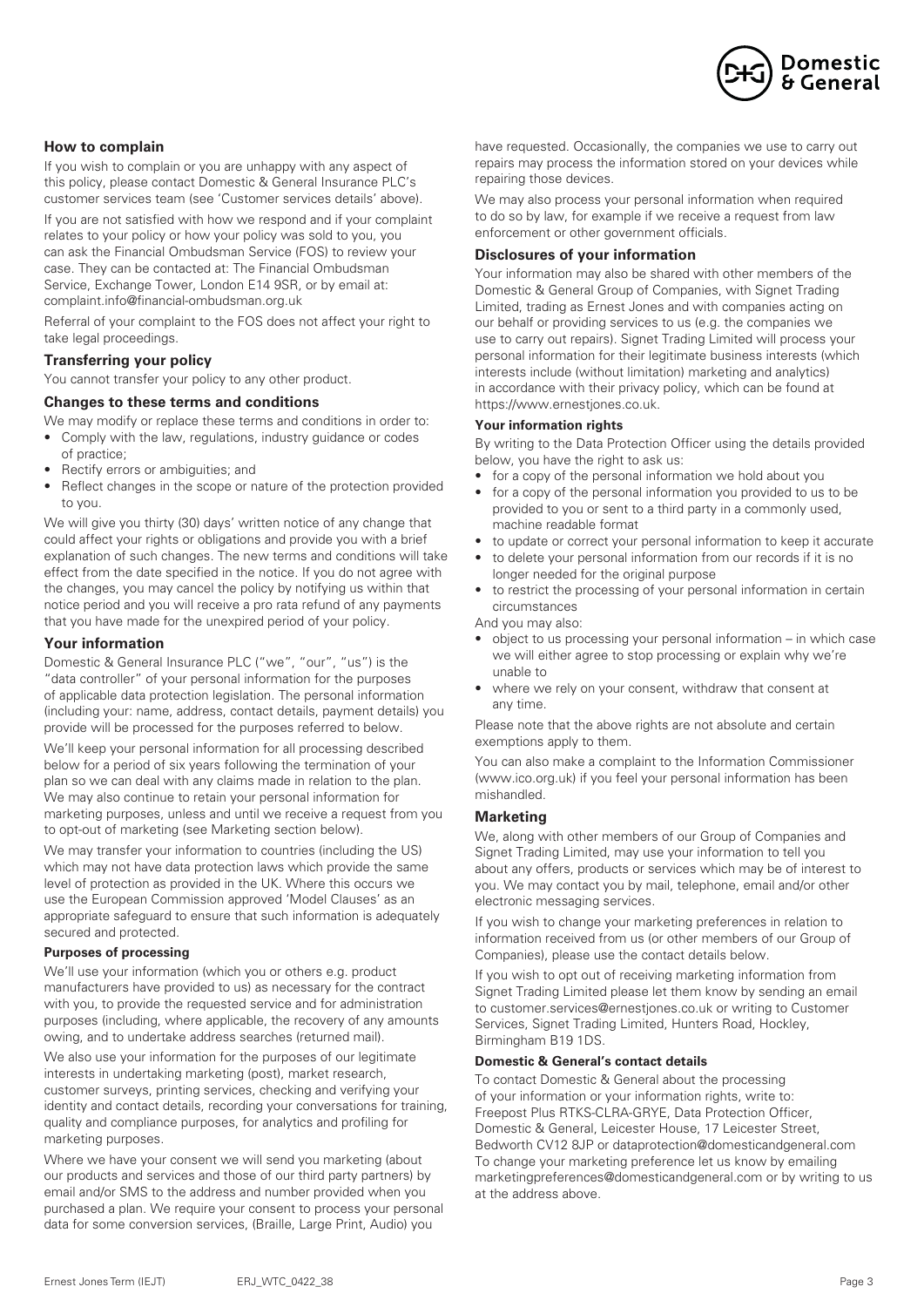## How to complain

If you wish to complain or you are unhappy with any aspect of this policy, please contact Domestic & General Insurance PLC's customer services team (see 'Customer services details' above).

If you are not satisfied with how we respond and if your complaint relates to your policy or how your policy was sold to you, you can ask the Financial Ombudsman Service (FOS) to review your case. They can be contacted at: The Financial Ombudsman Service, Exchange Tower, London E14 9SR, or by email at: complaint.info@financial-ombudsman.org.uk

Referral of your complaint to the FOS does not affect your right to take legal proceedings.

## Transferring your policy

You cannot transfer your policy to any other product.

## Changes to these terms and conditions

We may modify or replace these terms and conditions in order to:

- Comply with the law, regulations, industry guidance or codes of practice;
- Rectify errors or ambiguities; and
- Reflect changes in the scope or nature of the protection provided to you.

We will give you thirty (30) days' written notice of any change that could affect your rights or obligations and provide you with a brief explanation of such changes. The new terms and conditions will take effect from the date specified in the notice. If you do not agree with the changes, you may cancel the policy by notifying us within that notice period and you will receive a pro rata refund of any payments that you have made for the unexpired period of your policy.

## Your information

Domestic & General Insurance PLC ("we", "our", "us") is the "data controller" of your personal information for the purposes of applicable data protection legislation. The personal information (including your: name, address, contact details, payment details) you provide will be processed for the purposes referred to below.

We'll keep your personal information for all processing described below for a period of six years following the termination of your plan so we can deal with any claims made in relation to the plan. We may also continue to retain your personal information for marketing purposes, unless and until we receive a request from you to opt-out of marketing (see Marketing section below).

We may transfer your information to countries (including the US) which may not have data protection laws which provide the same level of protection as provided in the UK. Where this occurs we use the European Commission approved 'Model Clauses' as an appropriate safeguard to ensure that such information is adequately secured and protected.

### Purposes of processing

We'll use your information (which you or others e.g. product manufacturers have provided to us) as necessary for the contract with you, to provide the requested service and for administration purposes (including, where applicable, the recovery of any amounts owing, and to undertake address searches (returned mail).

We also use your information for the purposes of our legitimate interests in undertaking marketing (post), market research, customer surveys, printing services, checking and verifying your identity and contact details, recording your conversations for training, quality and compliance purposes, for analytics and profiling for marketing purposes.

Where we have your consent we will send you marketing (about our products and services and those of our third party partners) by email and/or SMS to the address and number provided when you purchased a plan. We require your consent to process your personal data for some conversion services, (Braille, Large Print, Audio) you have requested. Occasionally, the companies we use to carry out repairs may process the information stored on your devices while repairing those devices.

We may also process your personal information when required to do so by law, for example if we receive a request from law enforcement or other government officials.

## Disclosures of your information

Your information may also be shared with other members of the Domestic & General Group of Companies, with Signet Trading Limited, trading as Ernest Jones and with companies acting on our behalf or providing services to us (e.g. the companies we use to carry out repairs). Signet Trading Limited will process your personal information for their legitimate business interests (which interests include (without limitation) marketing and analytics) in accordance with their privacy policy, which can be found at https://www.ernestjones.co.uk.

### Your information rights

By writing to the Data Protection Officer using the details provided below, you have the right to ask us:

- for a copy of the personal information we hold about you
- for a copy of the personal information you provided to us to be provided to you or sent to a third party in a commonly used, machine readable format
- to update or correct your personal information to keep it accurate
- to delete your personal information from our records if it is no longer needed for the original purpose
- to restrict the processing of your personal information in certain circumstances

And you may also:

- object to us processing your personal information – in which case we will either agree to stop processing or explain why we're unable to
- where we rely on your consent, withdraw that consent at any time.

Please note that the above rights are not absolute and certain exemptions apply to them.

You can also make a complaint to the Information Commissioner (www.ico.org.uk) if you feel your personal information has been mishandled.

## Marketing

We, along with other members of our Group of Companies and Signet Trading Limited, may use your information to tell you about any offers, products or services which may be of interest to you. We may contact you by mail, telephone, email and/or other electronic messaging services.

If you wish to change your marketing preferences in relation to information received from us (or other members of our Group of Companies), please use the contact details below.

If you wish to opt out of receiving marketing information from Signet Trading Limited please let them know by sending an email to customer.services@ernestjones.co.uk or writing to Customer Services, Signet Trading Limited, Hunters Road, Hockley, Birmingham B19 1DS.

### Domestic & General's contact details

To contact Domestic & General about the processing of your information or your information rights, write to: Freepost Plus RTKS-CLRA-GRYE, Data Protection Officer, Domestic & General, Leicester House, 17 Leicester Street, Bedworth CV12 8JP or dataprotection@domesticandgeneral.com
To change your marketing preference let us know by emailing marketingpreferences@domesticandgeneral.com or by writing to us at the address above.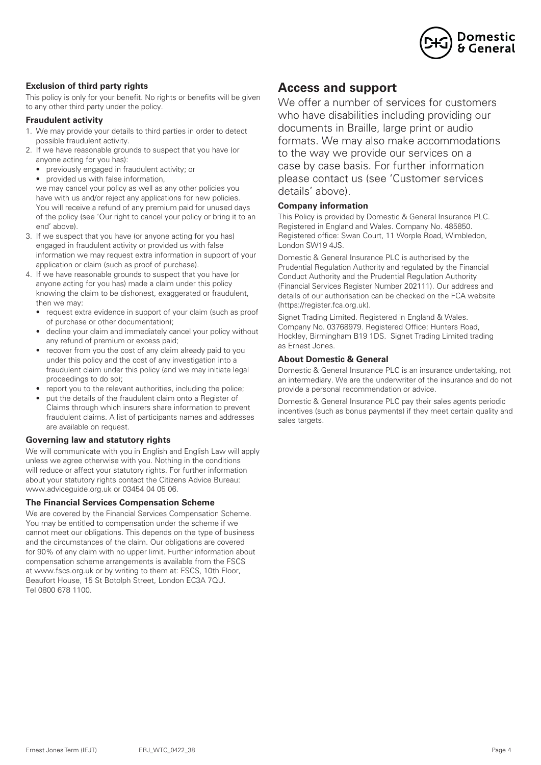### Exclusion of third party rights

This policy is only for your benefit. No rights or benefits will be given to any other third party under the policy.

### Fraudulent activity

1. We may provide your details to third parties in order to detect possible fraudulent activity.
2. If we have reasonable grounds to suspect that you have (or anyone acting for you has):
   - previously engaged in fraudulent activity; or
   - provided us with false information,

   we may cancel your policy as well as any other policies you have with us and/or reject any applications for new policies. You will receive a refund of any premium paid for unused days of the policy (see 'Our right to cancel your policy or bring it to an end' above).
3. If we suspect that you have (or anyone acting for you has) engaged in fraudulent activity or provided us with false information we may request extra information in support of your application or claim (such as proof of purchase).
4. If we have reasonable grounds to suspect that you have (or anyone acting for you has) made a claim under this policy knowing the claim to be dishonest, exaggerated or fraudulent, then we may:
   - request extra evidence in support of your claim (such as proof of purchase or other documentation);
   - decline your claim and immediately cancel your policy without any refund of premium or excess paid;
   - recover from you the cost of any claim already paid to you under this policy and the cost of any investigation into a fraudulent claim under this policy (and we may initiate legal proceedings to do so);
   - report you to the relevant authorities, including the police;
   - put the details of the fraudulent claim onto a Register of Claims through which insurers share information to prevent fraudulent claims. A list of participants names and addresses are available on request.

### Governing law and statutory rights

We will communicate with you in English and English Law will apply unless we agree otherwise with you. Nothing in the conditions will reduce or affect your statutory rights. For further information about your statutory rights contact the Citizens Advice Bureau: www.adviceguide.org.uk or 03454 04 05 06.

### The Financial Services Compensation Scheme

We are covered by the Financial Services Compensation Scheme. You may be entitled to compensation under the scheme if we cannot meet our obligations. This depends on the type of business and the circumstances of the claim. Our obligations are covered for 90% of any claim with no upper limit. Further information about compensation scheme arrangements is available from the FSCS at www.fscs.org.uk or by writing to them at: FSCS, 10th Floor, Beaufort House, 15 St Botolph Street, London EC3A 7QU. Tel 0800 678 1100.

## Access and support

We offer a number of services for customers who have disabilities including providing our documents in Braille, large print or audio formats. We may also make accommodations to the way we provide our services on a case by case basis. For further information please contact us (see 'Customer services details' above).

### Company information

This Policy is provided by Domestic & General Insurance PLC. Registered in England and Wales. Company No. 485850. Registered office: Swan Court, 11 Worple Road, Wimbledon, London SW19 4JS.

Domestic & General Insurance PLC is authorised by the Prudential Regulation Authority and regulated by the Financial Conduct Authority and the Prudential Regulation Authority (Financial Services Register Number 202111). Our address and details of our authorisation can be checked on the FCA website (https://register.fca.org.uk).

Signet Trading Limited. Registered in England & Wales. Company No. 03768979. Registered Office: Hunters Road, Hockley, Birmingham B19 1DS. Signet Trading Limited trading as Ernest Jones.

### About Domestic & General

Domestic & General Insurance PLC is an insurance undertaking, not an intermediary. We are the underwriter of the insurance and do not provide a personal recommendation or advice.

Domestic & General Insurance PLC pay their sales agents periodic incentives (such as bonus payments) if they meet certain quality and sales targets.